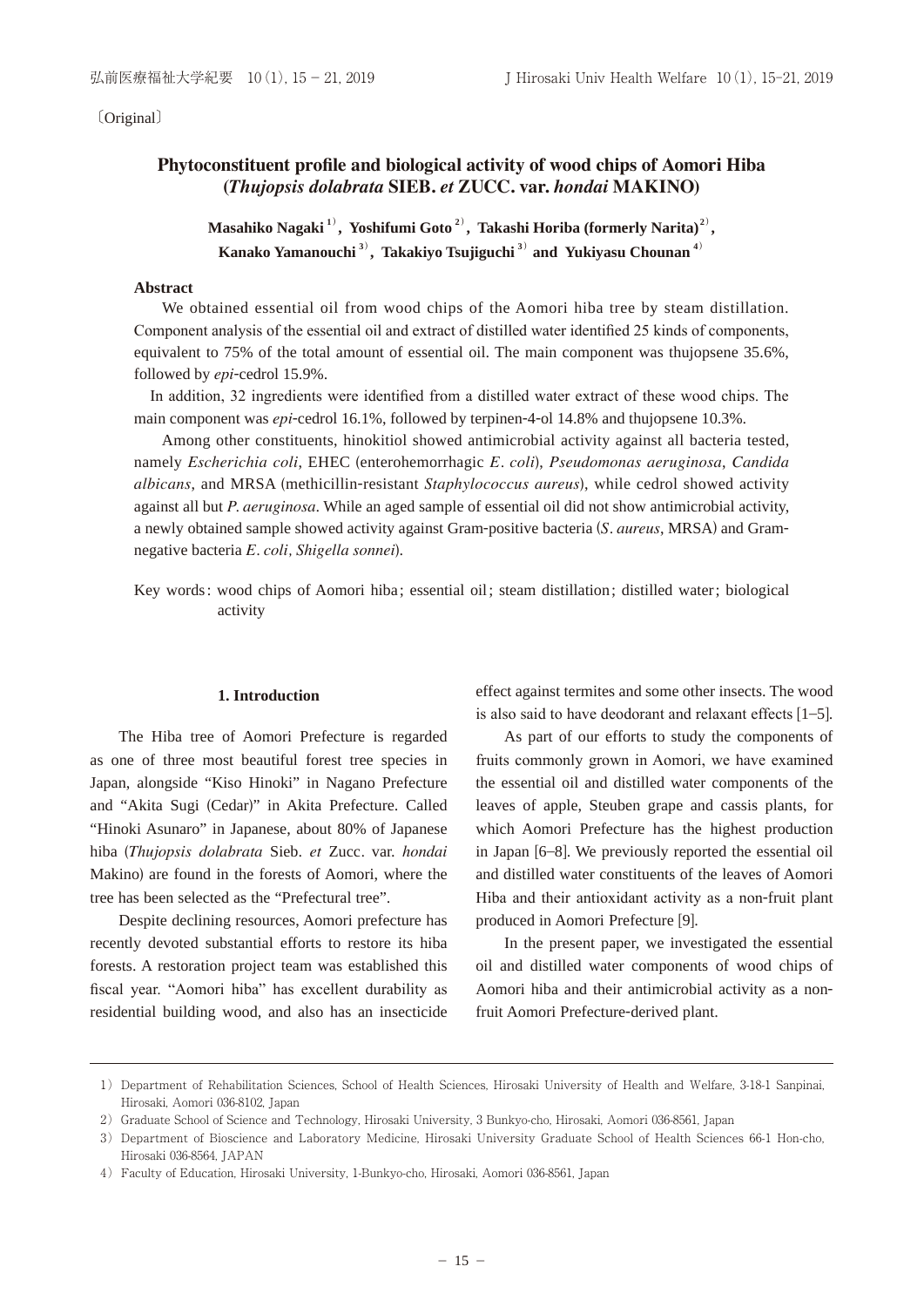〔Original〕

# Phytoconstituent profile and biological activity of wood chips of Aomori Hiba (*Thujopsis dolabrata* SIEB. *et* ZUCC. var. *hondai* MAKINO)

**Masahiko Nagaki [1), Yoshifumi Goto [2), Takashi Horiba (formerly Narita) [2), Kanako Yamanouchi [3), Takakiyo Tsujiguchi [3) and Yukiyasu Chounan [4)**

## Abstract

We obtained essential oil from wood chips of the Aomori hiba tree by steam distillation. Component analysis of the essential oil and extract of distilled water identified 25 kinds of components, equivalent to 75% of the total amount of essential oil. The main component was thujopsene 35.6%, followed by *epi*-cedrol 15.9%.

In addition, 32 ingredients were identified from a distilled water extract of these wood chips. The main component was *epi*-cedrol 16.1%, followed by terpinen-4-ol 14.8% and thujopsene 10.3%.

Among other constituents, hinokitiol showed antimicrobial activity against all bacteria tested, namely *Escherichia coli*, EHEC (enterohemorrhagic *E. coli*), *Pseudomonas aeruginosa*, *Candida albicans*, and MRSA (methicillin-resistant *Staphylococcus aureus*), while cedrol showed activity against all but *P. aeruginosa*. While an aged sample of essential oil did not show antimicrobial activity, a newly obtained sample showed activity against Gram-positive bacteria (*S. aureus*, MRSA) and Gram-negative bacteria *E. coli, Shigella sonnei*).

Key words: wood chips of Aomori hiba; essential oil; steam distillation; distilled water; biological activity

## 1. Introduction

The Hiba tree of Aomori Prefecture is regarded as one of three most beautiful forest tree species in Japan, alongside "Kiso Hinoki" in Nagano Prefecture and "Akita Sugi (Cedar)" in Akita Prefecture. Called "Hinoki Asunaro" in Japanese, about 80% of Japanese hiba (*Thujopsis dolabrata* Sieb. *et* Zucc. var. *hondai* Makino) are found in the forests of Aomori, where the tree has been selected as the "Prefectural tree".

Despite declining resources, Aomori prefecture has recently devoted substantial efforts to restore its hiba forests. A restoration project team was established this fiscal year. "Aomori hiba" has excellent durability as residential building wood, and also has an insecticide effect against termites and some other insects. The wood is also said to have deodorant and relaxant effects [1–5].

As part of our efforts to study the components of fruits commonly grown in Aomori, we have examined the essential oil and distilled water components of the leaves of apple, Steuben grape and cassis plants, for which Aomori Prefecture has the highest production in Japan [6–8]. We previously reported the essential oil and distilled water constituents of the leaves of Aomori Hiba and their antioxidant activity as a non-fruit plant produced in Aomori Prefecture [9].

In the present paper, we investigated the essential oil and distilled water components of wood chips of Aomori hiba and their antimicrobial activity as a non-fruit Aomori Prefecture-derived plant.

---

1) Department of Rehabilitation Sciences, School of Health Sciences, Hirosaki University of Health and Welfare, 3-18-1 Sanpinai, Hirosaki, Aomori 036-8102, Japan

2) Graduate School of Science and Technology, Hirosaki University, 3 Bunkyo-cho, Hirosaki, Aomori 036-8561, Japan

3) Department of Bioscience and Laboratory Medicine, Hirosaki University Graduate School of Health Sciences 66-1 Hon-cho, Hirosaki 036-8564, JAPAN

4) Faculty of Education, Hirosaki University, 1-Bunkyo-cho, Hirosaki, Aomori 036-8561, Japan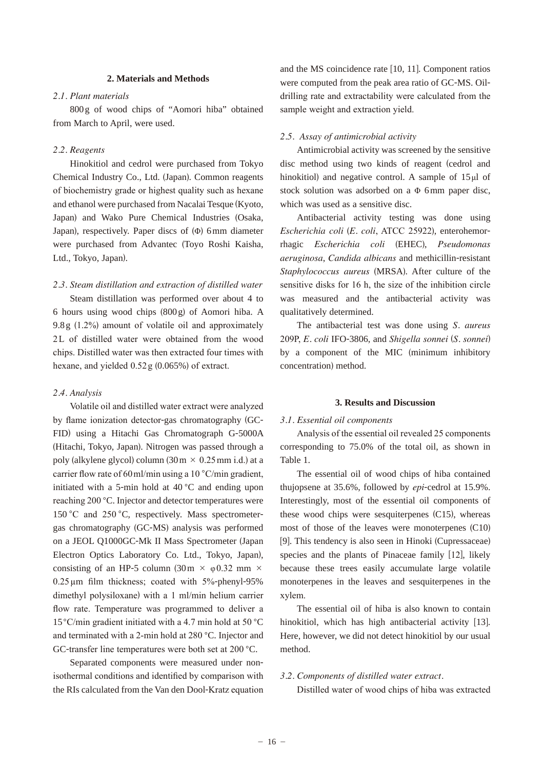## 2. Materials and Methods

### *2.1. Plant materials*

800 g of wood chips of "Aomori hiba" obtained from March to April, were used.

### *2.2. Reagents*

Hinokitiol and cedrol were purchased from Tokyo Chemical Industry Co., Ltd. (Japan). Common reagents of biochemistry grade or highest quality such as hexane and ethanol were purchased from Nacalai Tesque (Kyoto, Japan) and Wako Pure Chemical Industries (Osaka, Japan), respectively. Paper discs of (Φ) 6 mm diameter were purchased from Advantec (Toyo Roshi Kaisha, Ltd., Tokyo, Japan).

### *2.3. Steam distillation and extraction of distilled water*

Steam distillation was performed over about 4 to 6 hours using wood chips (800 g) of Aomori hiba. A 9.8 g (1.2%) amount of volatile oil and approximately 2 L of distilled water were obtained from the wood chips. Distilled water was then extracted four times with hexane, and yielded 0.52 g (0.065%) of extract.

### *2.4. Analysis*

Volatile oil and distilled water extract were analyzed by flame ionization detector-gas chromatography (GC-FID) using a Hitachi Gas Chromatograph G-5000A (Hitachi, Tokyo, Japan). Nitrogen was passed through a poly (alkylene glycol) column (30 m × 0.25 mm i.d.) at a carrier flow rate of 60 ml/min using a 10 °C/min gradient, initiated with a 5-min hold at 40 °C and ending upon reaching 200 °C. Injector and detector temperatures were 150 °C and 250 °C, respectively. Mass spectrometer-gas chromatography (GC-MS) analysis was performed on a JEOL Q1000GC-Mk II Mass Spectrometer (Japan Electron Optics Laboratory Co. Ltd., Tokyo, Japan), consisting of an HP-5 column (30 m × φ0.32 mm × 0.25 μm film thickness; coated with 5%-phenyl-95% dimethyl polysiloxane) with a 1 ml/min helium carrier flow rate. Temperature was programmed to deliver a 15 °C/min gradient initiated with a 4.7 min hold at 50 °C and terminated with a 2-min hold at 280 °C. Injector and GC-transfer line temperatures were both set at 200 °C.

Separated components were measured under non-isothermal conditions and identified by comparison with the RIs calculated from the Van den Dool-Kratz equation and the MS coincidence rate [10, 11]. Component ratios were computed from the peak area ratio of GC-MS. Oil-drilling rate and extractability were calculated from the sample weight and extraction yield.

### *2.5. Assay of antimicrobial activity*

Antimicrobial activity was screened by the sensitive disc method using two kinds of reagent (cedrol and hinokitiol) and negative control. A sample of 15 μl of stock solution was adsorbed on a Φ 6 mm paper disc, which was used as a sensitive disc.

Antibacterial activity testing was done using *Escherichia coli* (*E. coli*, ATCC 25922), enterohemorrhagic *Escherichia coli* (EHEC), *Pseudomonas aeruginosa*, *Candida albicans* and methicillin-resistant *Staphylococcus aureus* (MRSA). After culture of the sensitive disks for 16 h, the size of the inhibition circle was measured and the antibacterial activity was qualitatively determined.

The antibacterial test was done using *S. aureus* 209P, *E. coli* IFO-3806, and *Shigella sonnei* (*S. sonnei*) by a component of the MIC (minimum inhibitory concentration) method.

## 3. Results and Discussion

### *3.1. Essential oil components*

Analysis of the essential oil revealed 25 components corresponding to 75.0% of the total oil, as shown in Table 1.

The essential oil of wood chips of hiba contained thujopsene at 35.6%, followed by *epi*-cedrol at 15.9%. Interestingly, most of the essential oil components of these wood chips were sesquiterpenes (C15), whereas most of those of the leaves were monoterpenes (C10) [9]. This tendency is also seen in Hinoki (Cupressaceae) species and the plants of Pinaceae family [12], likely because these trees easily accumulate large volatile monoterpenes in the leaves and sesquiterpenes in the xylem.

The essential oil of hiba is also known to contain hinokitiol, which has high antibacterial activity [13]. Here, however, we did not detect hinokitiol by our usual method.

### *3.2. Components of distilled water extract.*

Distilled water of wood chips of hiba was extracted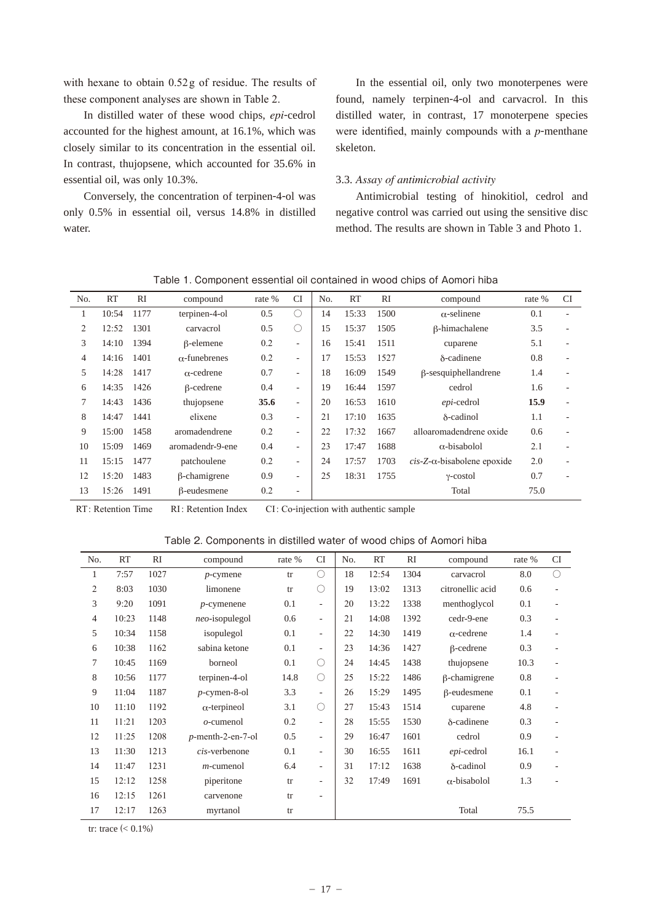with hexane to obtain 0.52 g of residue. The results of these component analyses are shown in Table 2.

In distilled water of these wood chips, *epi*-cedrol accounted for the highest amount, at 16.1%, which was closely similar to its concentration in the essential oil. In contrast, thujopsene, which accounted for 35.6% in essential oil, was only 10.3%.

Conversely, the concentration of terpinen-4-ol was only 0.5% in essential oil, versus 14.8% in distilled water.

In the essential oil, only two monoterpenes were found, namely terpinen-4-ol and carvacrol. In this distilled water, in contrast, 17 monoterpene species were identified, mainly compounds with a *p*-menthane skeleton.

### 3.3. *Assay of antimicrobial activity*

Antimicrobial testing of hinokitiol, cedrol and negative control was carried out using the sensitive disc method. The results are shown in Table 3 and Photo 1.

Table 1. Component essential oil contained in wood chips of Aomori hiba

| No. | RT | RI | compound | rate % | CI | No. | RT | RI | compound | rate % | CI |
|---|---|---|---|---|---|---|---|---|---|---|---|
| 1 | 10:54 | 1177 | terpinen-4-ol | 0.5 | ○ | 14 | 15:33 | 1500 | α-selinene | 0.1 | - |
| 2 | 12:52 | 1301 | carvacrol | 0.5 | ○ | 15 | 15:37 | 1505 | β-himachalene | 3.5 | - |
| 3 | 14:10 | 1394 | β-elemene | 0.2 | - | 16 | 15:41 | 1511 | cuparene | 5.1 | - |
| 4 | 14:16 | 1401 | α-funebrenes | 0.2 | - | 17 | 15:53 | 1527 | δ-cadinene | 0.8 | - |
| 5 | 14:28 | 1417 | α-cedrene | 0.7 | - | 18 | 16:09 | 1549 | β-sesquiphellandrene | 1.4 | - |
| 6 | 14:35 | 1426 | β-cedrene | 0.4 | - | 19 | 16:44 | 1597 | cedrol | 1.6 | - |
| 7 | 14:43 | 1436 | thujopsene | **35.6** | - | 20 | 16:53 | 1610 | *epi*-cedrol | **15.9** | - |
| 8 | 14:47 | 1441 | elixene | 0.3 | - | 21 | 17:10 | 1635 | δ-cadinol | 1.1 | - |
| 9 | 15:00 | 1458 | aromadendrene | 0.2 | - | 22 | 17:32 | 1667 | alloaromadendrene oxide | 0.6 | - |
| 10 | 15:09 | 1469 | aromadendr-9-ene | 0.4 | - | 23 | 17:47 | 1688 | α-bisabolol | 2.1 | - |
| 11 | 15:15 | 1477 | patchoulene | 0.2 | - | 24 | 17:57 | 1703 | *cis*-*Z*-α-bisabolene epoxide | 2.0 | - |
| 12 | 15:20 | 1483 | β-chamigrene | 0.9 | - | 25 | 18:31 | 1755 | γ-costol | 0.7 | - |
| 13 | 15:26 | 1491 | β-eudesmene | 0.2 | - | | | | Total | 75.0 | |

RT: Retention Time　RI: Retention Index　CI: Co-injection with authentic sample

Table 2. Components in distilled water of wood chips of Aomori hiba

| No. | RT | RI | compound | rate % | CI | No. | RT | RI | compound | rate % | CI |
|---|---|---|---|---|---|---|---|---|---|---|---|
| 1 | 7:57 | 1027 | *p*-cymene | tr | ○ | 18 | 12:54 | 1304 | carvacrol | 8.0 | ○ |
| 2 | 8:03 | 1030 | limonene | tr | ○ | 19 | 13:02 | 1313 | citronellic acid | 0.6 | - |
| 3 | 9:20 | 1091 | *p*-cymenene | 0.1 | - | 20 | 13:22 | 1338 | menthoglycol | 0.1 | - |
| 4 | 10:23 | 1148 | *neo*-isopulegol | 0.6 | - | 21 | 14:08 | 1392 | cedr-9-ene | 0.3 | - |
| 5 | 10:34 | 1158 | isopulegol | 0.1 | - | 22 | 14:30 | 1419 | α-cedrene | 1.4 | - |
| 6 | 10:38 | 1162 | sabina ketone | 0.1 | - | 23 | 14:36 | 1427 | β-cedrene | 0.3 | - |
| 7 | 10:45 | 1169 | borneol | 0.1 | ○ | 24 | 14:45 | 1438 | thujopsene | 10.3 | - |
| 8 | 10:56 | 1177 | terpinen-4-ol | 14.8 | ○ | 25 | 15:22 | 1486 | β-chamigrene | 0.8 | - |
| 9 | 11:04 | 1187 | *p*-cymen-8-ol | 3.3 | - | 26 | 15:29 | 1495 | β-eudesmene | 0.1 | - |
| 10 | 11:10 | 1192 | α-terpineol | 3.1 | ○ | 27 | 15:43 | 1514 | cuparene | 4.8 | - |
| 11 | 11:21 | 1203 | *o*-cumenol | 0.2 | - | 28 | 15:55 | 1530 | δ-cadinene | 0.3 | - |
| 12 | 11:25 | 1208 | *p*-menth-2-en-7-ol | 0.5 | - | 29 | 16:47 | 1601 | cedrol | 0.9 | - |
| 13 | 11:30 | 1213 | *cis*-verbenone | 0.1 | - | 30 | 16:55 | 1611 | *epi*-cedrol | 16.1 | - |
| 14 | 11:47 | 1231 | *m*-cumenol | 6.4 | - | 31 | 17:12 | 1638 | δ-cadinol | 0.9 | - |
| 15 | 12:12 | 1258 | piperitone | tr | - | 32 | 17:49 | 1691 | α-bisabolol | 1.3 | - |
| 16 | 12:15 | 1261 | carvenone | tr | - | | | | | | |
| 17 | 12:17 | 1263 | myrtanol | tr | | | | | Total | 75.5 | |

tr: trace (< 0.1%)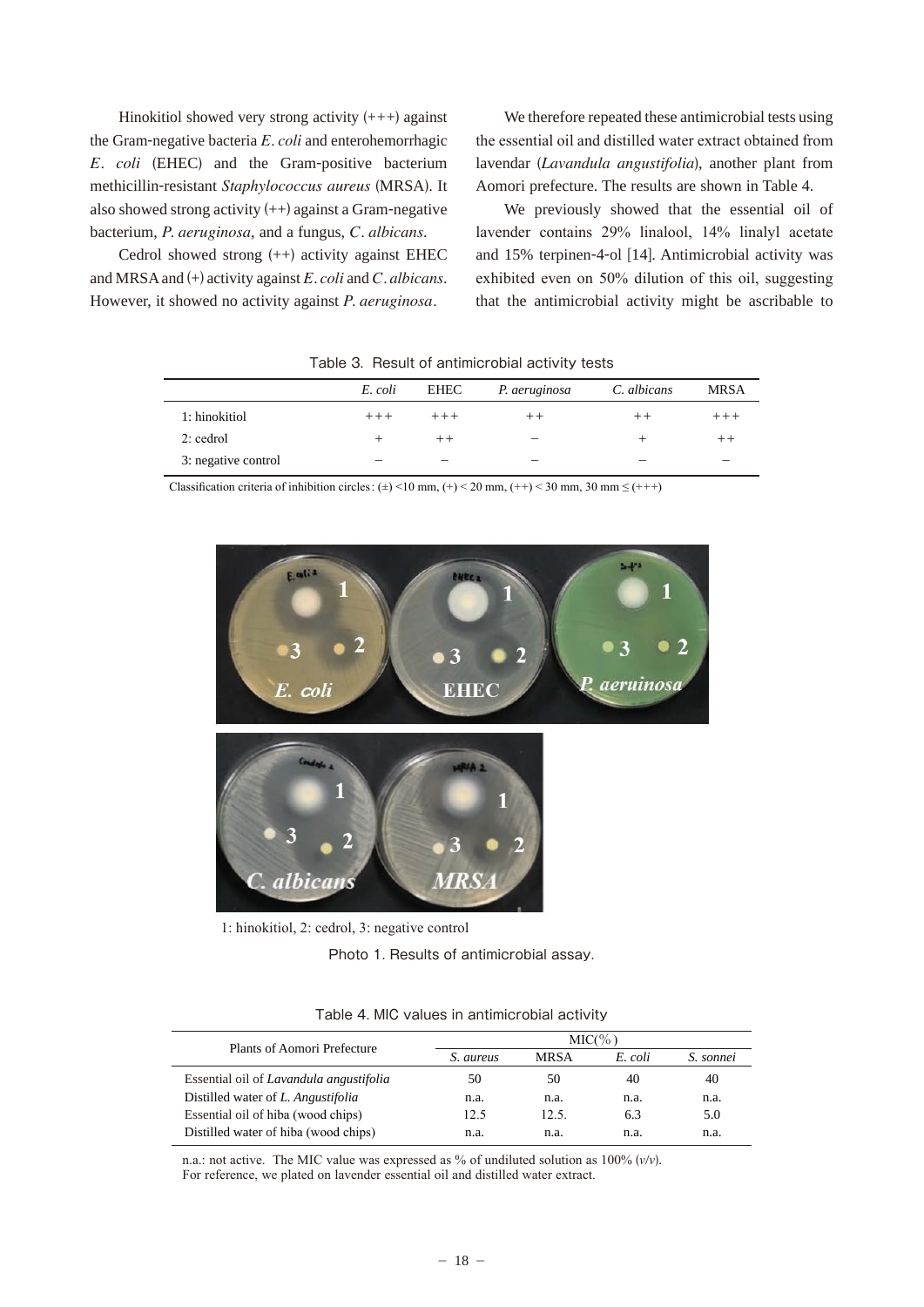Hinokitiol showed very strong activity (+++) against the Gram-negative bacteria *E. coli* and enterohemorrhagic *E. coli* (EHEC) and the Gram-positive bacterium methicillin-resistant *Staphylococcus aureus* (MRSA). It also showed strong activity (++) against a Gram-negative bacterium, *P. aeruginosa*, and a fungus, *C. albicans*.

Cedrol showed strong (++) activity against EHEC and MRSA and (+) activity against *E. coli* and *C. albicans*. However, it showed no activity against *P. aeruginosa*.

We therefore repeated these antimicrobial tests using the essential oil and distilled water extract obtained from lavendar (*Lavandula angustifolia*), another plant from Aomori prefecture. The results are shown in Table 4.

We previously showed that the essential oil of lavender contains 29% linalool, 14% linalyl acetate and 15% terpinen-4-ol [14]. Antimicrobial activity was exhibited even on 50% dilution of this oil, suggesting that the antimicrobial activity might be ascribable to

Table 3. Result of antimicrobial activity tests

| | *E. coli* | EHEC | *P. aeruginosa* | *C. albicans* | MRSA |
|---|---|---|---|---|---|
| 1: hinokitiol | +++ | +++ | ++ | ++ | +++ |
| 2: cedrol | + | ++ | − | + | ++ |
| 3: negative control | − | − | − | − | − |

Classification criteria of inhibition circles: (±) <10 mm, (+) < 20 mm, (++) < 30 mm, 30 mm ≤ (+++)

1: hinokitiol, 2: cedrol, 3: negative control

Photo 1. Results of antimicrobial assay.

Table 4. MIC values in antimicrobial activity

| Plants of Aomori Prefecture | MIC(%) | | | |
|---|---|---|---|---|
| | *S. aureus* | MRSA | *E. coli* | *S. sonnei* |
| Essential oil of *Lavandula angustifolia* | 50 | 50 | 40 | 40 |
| Distilled water of *L. Angustifolia* | n.a. | n.a. | n.a. | n.a. |
| Essential oil of hiba (wood chips) | 12.5 | 12.5. | 6.3 | 5.0 |
| Distilled water of hiba (wood chips) | n.a. | n.a. | n.a. | n.a. |

n.a.: not active. The MIC value was expressed as % of undiluted solution as 100% (*v/v*).
For reference, we plated on lavender essential oil and distilled water extract.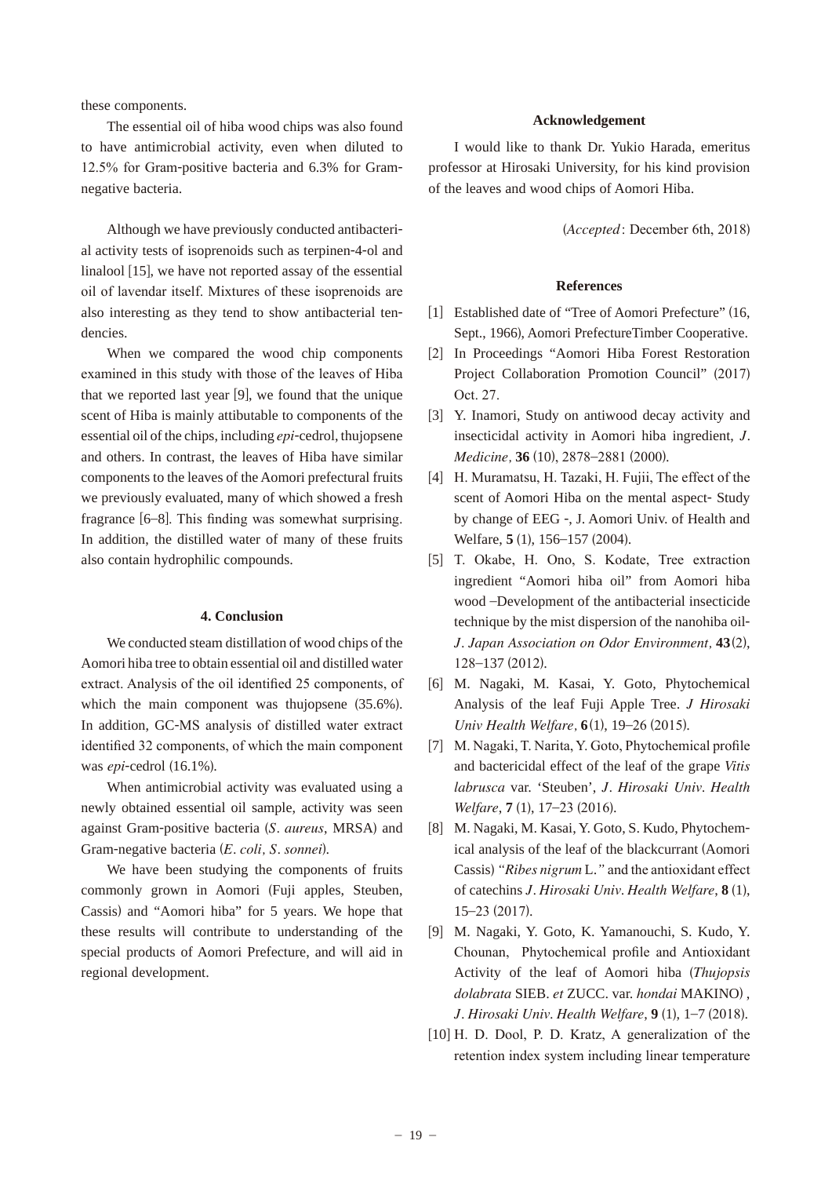these components.

The essential oil of hiba wood chips was also found to have antimicrobial activity, even when diluted to 12.5% for Gram-positive bacteria and 6.3% for Gram-negative bacteria.

Although we have previously conducted antibacterial activity tests of isoprenoids such as terpinen-4-ol and linalool [15], we have not reported assay of the essential oil of lavendar itself. Mixtures of these isoprenoids are also interesting as they tend to show antibacterial tendencies.

When we compared the wood chip components examined in this study with those of the leaves of Hiba that we reported last year [9], we found that the unique scent of Hiba is mainly attibutable to components of the essential oil of the chips, including *epi*-cedrol, thujopsene and others. In contrast, the leaves of Hiba have similar components to the leaves of the Aomori prefectural fruits we previously evaluated, many of which showed a fresh fragrance [6–8]. This finding was somewhat surprising. In addition, the distilled water of many of these fruits also contain hydrophilic compounds.

## 4. Conclusion

We conducted steam distillation of wood chips of the Aomori hiba tree to obtain essential oil and distilled water extract. Analysis of the oil identified 25 components, of which the main component was thujopsene (35.6%). In addition, GC-MS analysis of distilled water extract identified 32 components, of which the main component was *epi*-cedrol (16.1%).

When antimicrobial activity was evaluated using a newly obtained essential oil sample, activity was seen against Gram-positive bacteria (*S. aureus*, MRSA) and Gram-negative bacteria (*E. coli, S. sonnei*).

We have been studying the components of fruits commonly grown in Aomori (Fuji apples, Steuben, Cassis) and "Aomori hiba" for 5 years. We hope that these results will contribute to understanding of the special products of Aomori Prefecture, and will aid in regional development.

## Acknowledgement

I would like to thank Dr. Yukio Harada, emeritus professor at Hirosaki University, for his kind provision of the leaves and wood chips of Aomori Hiba.

(*Accepted*: December 6th, 2018)

## References

[1] Established date of "Tree of Aomori Prefecture" (16, Sept., 1966), Aomori PrefectureTimber Cooperative.

[2] In Proceedings "Aomori Hiba Forest Restoration Project Collaboration Promotion Council" (2017) Oct. 27.

[3] Y. Inamori, Study on antiwood decay activity and insecticidal activity in Aomori hiba ingredient, *J. Medicine,* **36** (10), 2878–2881 (2000).

[4] H. Muramatsu, H. Tazaki, H. Fujii, The effect of the scent of Aomori Hiba on the mental aspect- Study by change of EEG -, J. Aomori Univ. of Health and Welfare, **5** (1), 156–157 (2004).

[5] T. Okabe, H. Ono, S. Kodate, Tree extraction ingredient "Aomori hiba oil" from Aomori hiba wood –Development of the antibacterial insecticide technique by the mist dispersion of the nanohiba oil- *J. Japan Association on Odor Environment,* **43**(2), 128–137 (2012).

[6] M. Nagaki, M. Kasai, Y. Goto, Phytochemical Analysis of the leaf Fuji Apple Tree. *J Hirosaki Univ Health Welfare,* **6**(1), 19–26 (2015).

[7] M. Nagaki, T. Narita, Y. Goto, Phytochemical profile and bactericidal effect of the leaf of the grape *Vitis labrusca* var. 'Steuben', *J. Hirosaki Univ. Health Welfare*, **7** (1), 17–23 (2016).

[8] M. Nagaki, M. Kasai, Y. Goto, S. Kudo, Phytochemical analysis of the leaf of the blackcurrant (Aomori Cassis) "*Ribes nigrum* L." and the antioxidant effect of catechins *J. Hirosaki Univ. Health Welfare*, **8** (1), 15–23 (2017).

[9] M. Nagaki, Y. Goto, K. Yamanouchi, S. Kudo, Y. Chounan, Phytochemical profile and Antioxidant Activity of the leaf of Aomori hiba (*Thujopsis dolabrata* SIEB. *et* ZUCC. var. *hondai* MAKINO), *J. Hirosaki Univ. Health Welfare,* **9** (1), 1–7 (2018).

[10] H. D. Dool, P. D. Kratz, A generalization of the retention index system including linear temperature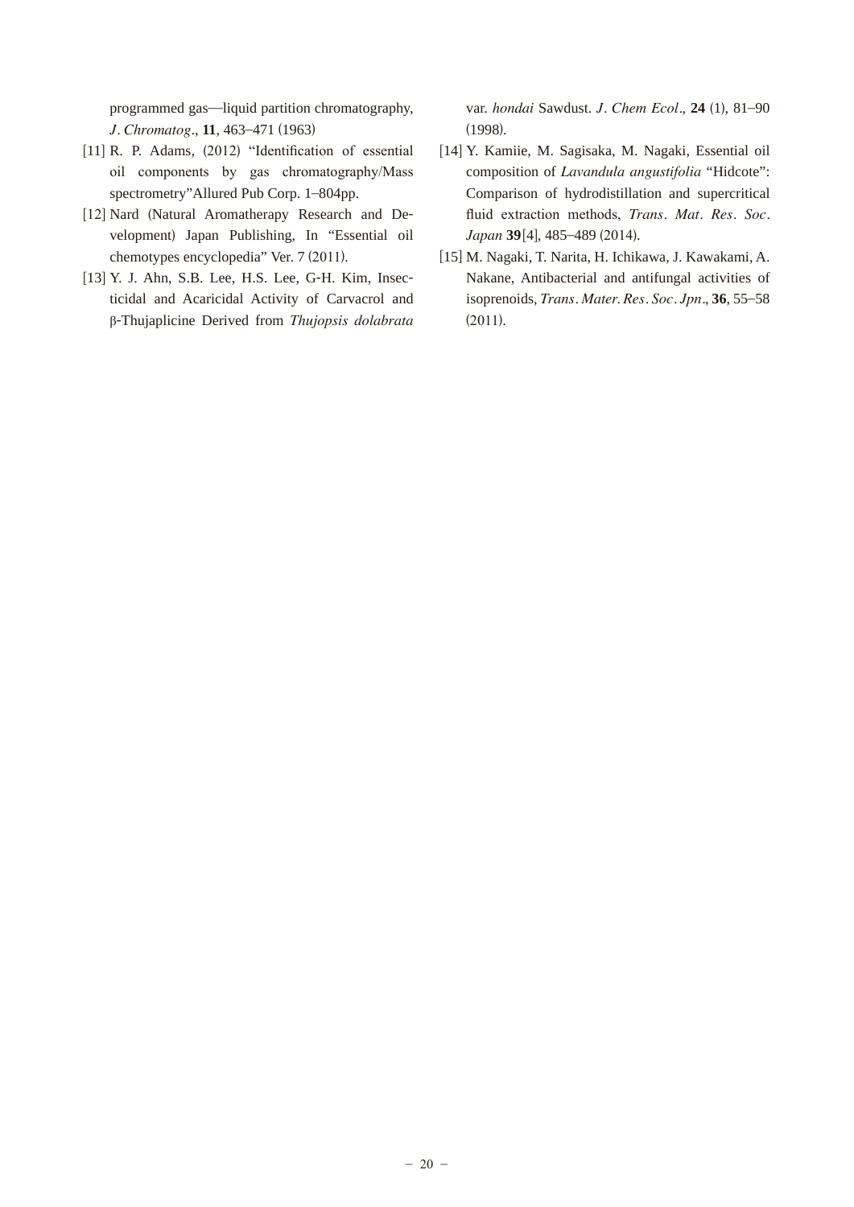programmed gas—liquid partition chromatography, *J. Chromatog.*, **11**, 463–471 (1963)

[11] R. P. Adams, (2012) "Identification of essential oil components by gas chromatography/Mass spectrometry"Allured Pub Corp. 1–804pp.

[12] Nard (Natural Aromatherapy Research and Development) Japan Publishing, In "Essential oil chemotypes encyclopedia" Ver. 7 (2011).

[13] Y. J. Ahn, S.B. Lee, H.S. Lee, G-H. Kim, Insecticidal and Acaricidal Activity of Carvacrol and β-Thujaplicine Derived from *Thujopsis dolabrata* var. *hondai* Sawdust. *J. Chem Ecol.*, **24** (1), 81–90 (1998).

[14] Y. Kamiie, M. Sagisaka, M. Nagaki, Essential oil composition of *Lavandula angustifolia* "Hidcote": Comparison of hydrodistillation and supercritical fluid extraction methods, *Trans. Mat. Res. Soc. Japan* **39**[4], 485–489 (2014).

[15] M. Nagaki, T. Narita, H. Ichikawa, J. Kawakami, A. Nakane, Antibacterial and antifungal activities of isoprenoids, *Trans. Mater. Res. Soc. Jpn.*, **36**, 55–58 (2011).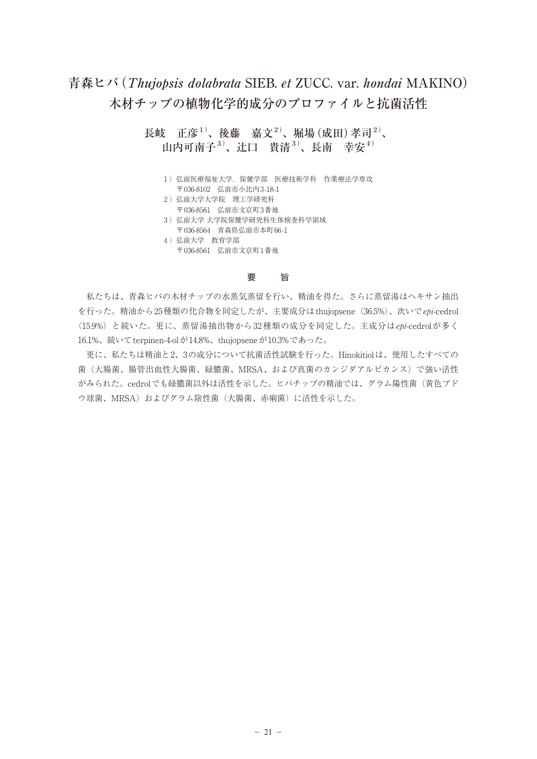# 青森ヒバ（*Thujopsis dolabrata* SIEB. *et* ZUCC. var. *hondai* MAKINO）木材チップの植物化学的成分のプロファイルと抗菌活性

**長岐　正彦[1]、後藤　嘉文[2]、堀場（成田）孝司[2]、山内可南子[3]、辻口　貴清[3]、長南　幸安[4]**

1）弘前医療福祉大学．保健学部　医療技術学科　作業療法学専攻
〒036-8102　弘前市小比内3-18-1
2）弘前大学大学院　理工学研究科
〒036-8561　弘前市文京町3番地
3）弘前大学 大学院保健学研究科生体検査科学領域
〒036-8564　青森県弘前市本町66-1
4）弘前大学　教育学部
〒036-8561　弘前市文京町1番地

## 要　　旨

私たちは、青森ヒバの木材チップの水蒸気蒸留を行い、精油を得た。さらに蒸留湯はヘキサン抽出を行った。精油から25種類の化合物を同定したが、主要成分はthujopsene（36.5%）、次いで*epi*-cedrol（15.9%）と続いた。更に、蒸留湯抽出物から32種類の成分を同定した。主成分は*epi*-cedrolが多く16.1%、続いてterpinen-4-olが14.8%、thujopseneが10.3%であった。

更に、私たちは精油と2、3の成分について抗菌活性試験を行った。Hinokitiolは、使用したすべての菌（大腸菌、腸管出血性大腸菌、緑膿菌、MRSA、および真菌のカンジダアルビカンス）で強い活性がみられた。cedrolでも緑膿菌以外は活性を示した。ヒバチップの精油では、グラム陽性菌（黄色ブドウ球菌、MRSA）およびグラム陰性菌（大腸菌、赤痢菌）に活性を示した。